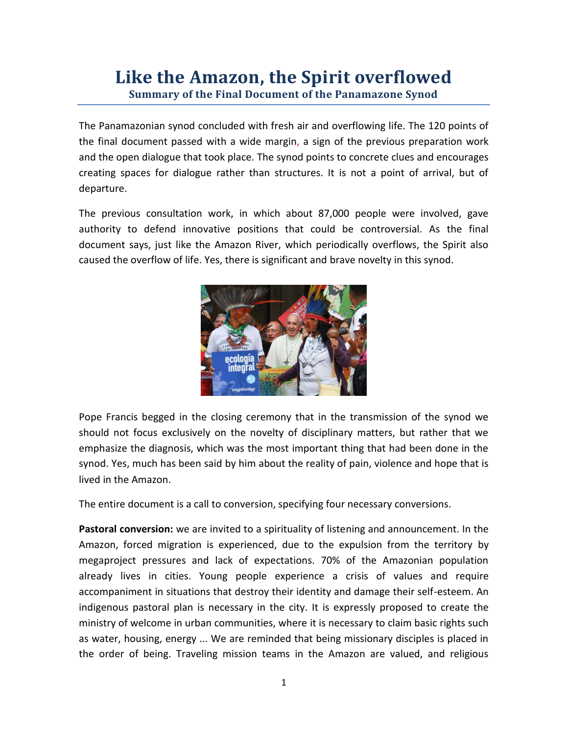# Like the Amazon, the Spirit overflowed

## Summary of the Final Document of the Panamazone Synod

The Panamazonian synod concluded with fresh air and overflowing life. The 120 points of the final document passed with a wide margin, a sign of the previous preparation work and the open dialogue that took place. The synod points to concrete clues and encourages creating spaces for dialogue rather than structures. It is not a point of arrival, but of departure.

The previous consultation work, in which about 87,000 people were involved, gave authority to defend innovative positions that could be controversial. As the final document says, just like the Amazon River, which periodically overflows, the Spirit also caused the overflow of life. Yes, there is significant and brave novelty in this synod.

Pope Francis begged in the closing ceremony that in the transmission of the synod we should not focus exclusively on the novelty of disciplinary matters, but rather that we emphasize the diagnosis, which was the most important thing that had been done in the synod. Yes, much has been said by him about the reality of pain, violence and hope that is lived in the Amazon.

The entire document is a call to conversion, specifying four necessary conversions.

**Pastoral conversion:** we are invited to a spirituality of listening and announcement. In the Amazon, forced migration is experienced, due to the expulsion from the territory by megaproject pressures and lack of expectations. 70% of the Amazonian population already lives in cities. Young people experience a crisis of values and require accompaniment in situations that destroy their identity and damage their self-esteem. An indigenous pastoral plan is necessary in the city. It is expressly proposed to create the ministry of welcome in urban communities, where it is necessary to claim basic rights such as water, housing, energy ... We are reminded that being missionary disciples is placed in the order of being. Traveling mission teams in the Amazon are valued, and religious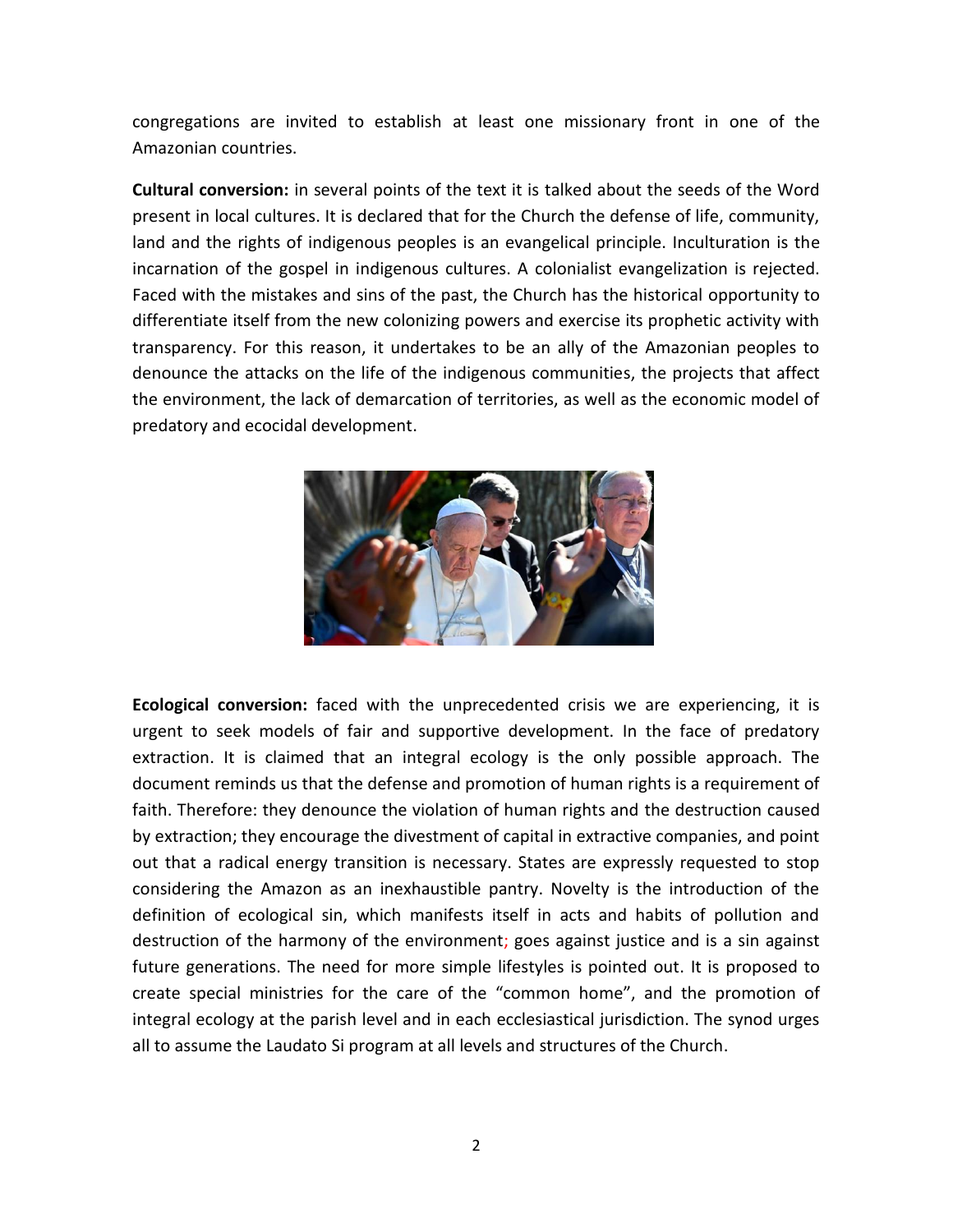congregations are invited to establish at least one missionary front in one of the Amazonian countries.

**Cultural conversion:** in several points of the text it is talked about the seeds of the Word present in local cultures. It is declared that for the Church the defense of life, community, land and the rights of indigenous peoples is an evangelical principle. Inculturation is the incarnation of the gospel in indigenous cultures. A colonialist evangelization is rejected. Faced with the mistakes and sins of the past, the Church has the historical opportunity to differentiate itself from the new colonizing powers and exercise its prophetic activity with transparency. For this reason, it undertakes to be an ally of the Amazonian peoples to denounce the attacks on the life of the indigenous communities, the projects that affect the environment, the lack of demarcation of territories, as well as the economic model of predatory and ecocidal development.

**Ecological conversion:** faced with the unprecedented crisis we are experiencing, it is urgent to seek models of fair and supportive development. In the face of predatory extraction. It is claimed that an integral ecology is the only possible approach. The document reminds us that the defense and promotion of human rights is a requirement of faith. Therefore: they denounce the violation of human rights and the destruction caused by extraction; they encourage the divestment of capital in extractive companies, and point out that a radical energy transition is necessary. States are expressly requested to stop considering the Amazon as an inexhaustible pantry. Novelty is the introduction of the definition of ecological sin, which manifests itself in acts and habits of pollution and destruction of the harmony of the environment; goes against justice and is a sin against future generations. The need for more simple lifestyles is pointed out. It is proposed to create special ministries for the care of the "common home", and the promotion of integral ecology at the parish level and in each ecclesiastical jurisdiction. The synod urges all to assume the Laudato Si program at all levels and structures of the Church.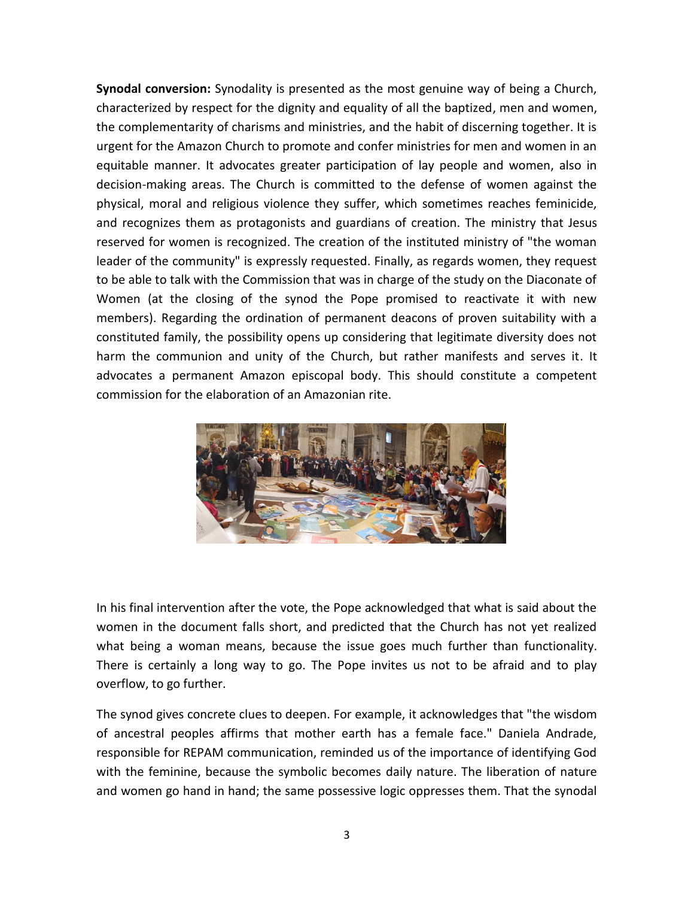**Synodal conversion:** Synodality is presented as the most genuine way of being a Church, characterized by respect for the dignity and equality of all the baptized, men and women, the complementarity of charisms and ministries, and the habit of discerning together. It is urgent for the Amazon Church to promote and confer ministries for men and women in an equitable manner. It advocates greater participation of lay people and women, also in decision-making areas. The Church is committed to the defense of women against the physical, moral and religious violence they suffer, which sometimes reaches feminicide, and recognizes them as protagonists and guardians of creation. The ministry that Jesus reserved for women is recognized. The creation of the instituted ministry of "the woman leader of the community" is expressly requested. Finally, as regards women, they request to be able to talk with the Commission that was in charge of the study on the Diaconate of Women (at the closing of the synod the Pope promised to reactivate it with new members). Regarding the ordination of permanent deacons of proven suitability with a constituted family, the possibility opens up considering that legitimate diversity does not harm the communion and unity of the Church, but rather manifests and serves it. It advocates a permanent Amazon episcopal body. This should constitute a competent commission for the elaboration of an Amazonian rite.

In his final intervention after the vote, the Pope acknowledged that what is said about the women in the document falls short, and predicted that the Church has not yet realized what being a woman means, because the issue goes much further than functionality. There is certainly a long way to go. The Pope invites us not to be afraid and to play overflow, to go further.

The synod gives concrete clues to deepen. For example, it acknowledges that "the wisdom of ancestral peoples affirms that mother earth has a female face." Daniela Andrade, responsible for REPAM communication, reminded us of the importance of identifying God with the feminine, because the symbolic becomes daily nature. The liberation of nature and women go hand in hand; the same possessive logic oppresses them. That the synodal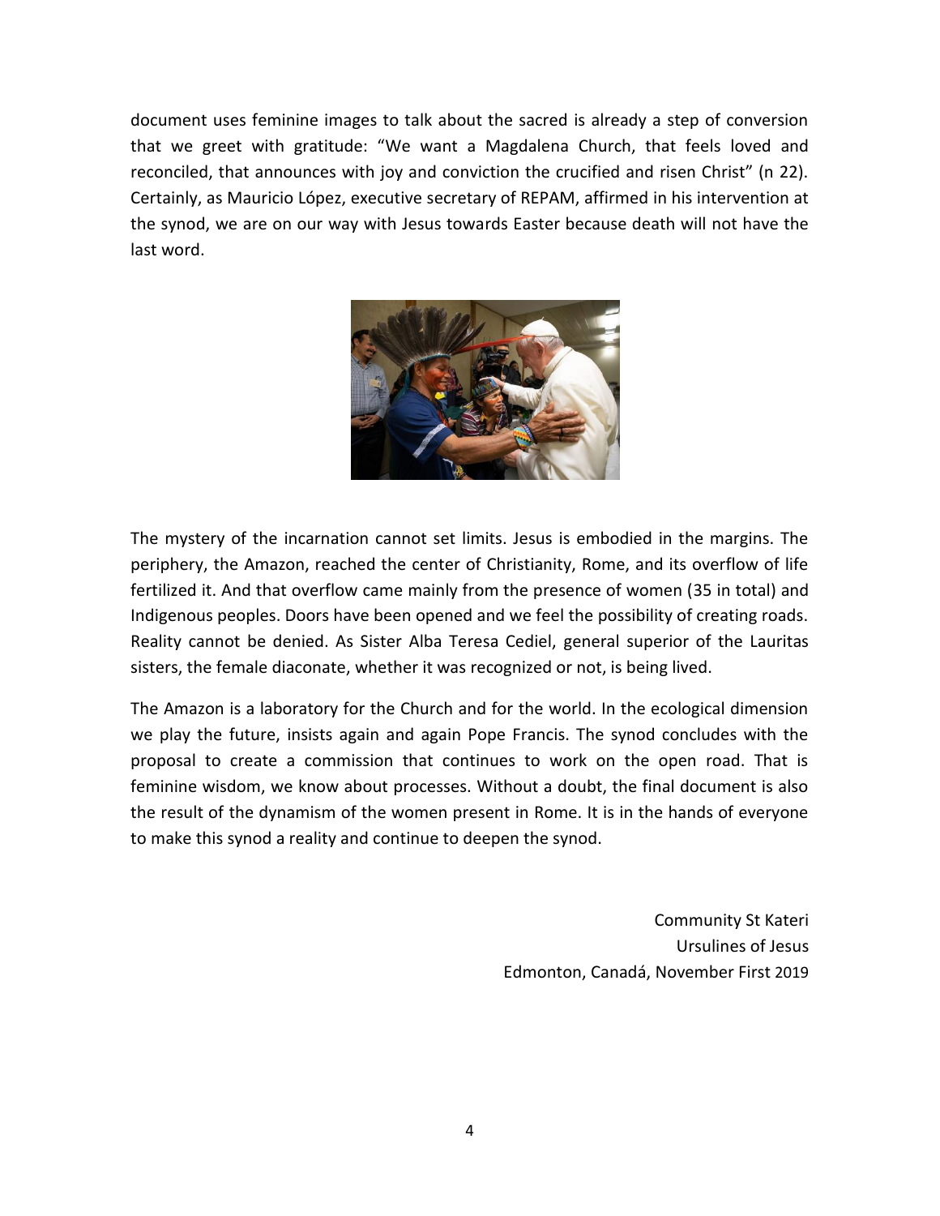document uses feminine images to talk about the sacred is already a step of conversion that we greet with gratitude: "We want a Magdalena Church, that feels loved and reconciled, that announces with joy and conviction the crucified and risen Christ" (n 22). Certainly, as Mauricio López, executive secretary of REPAM, affirmed in his intervention at the synod, we are on our way with Jesus towards Easter because death will not have the last word.

The mystery of the incarnation cannot set limits. Jesus is embodied in the margins. The periphery, the Amazon, reached the center of Christianity, Rome, and its overflow of life fertilized it. And that overflow came mainly from the presence of women (35 in total) and Indigenous peoples. Doors have been opened and we feel the possibility of creating roads. Reality cannot be denied. As Sister Alba Teresa Cediel, general superior of the Lauritas sisters, the female diaconate, whether it was recognized or not, is being lived.

The Amazon is a laboratory for the Church and for the world. In the ecological dimension we play the future, insists again and again Pope Francis. The synod concludes with the proposal to create a commission that continues to work on the open road. That is feminine wisdom, we know about processes. Without a doubt, the final document is also the result of the dynamism of the women present in Rome. It is in the hands of everyone to make this synod a reality and continue to deepen the synod.

Community St Kateri
Ursulines of Jesus
Edmonton, Canadá, November First 2019